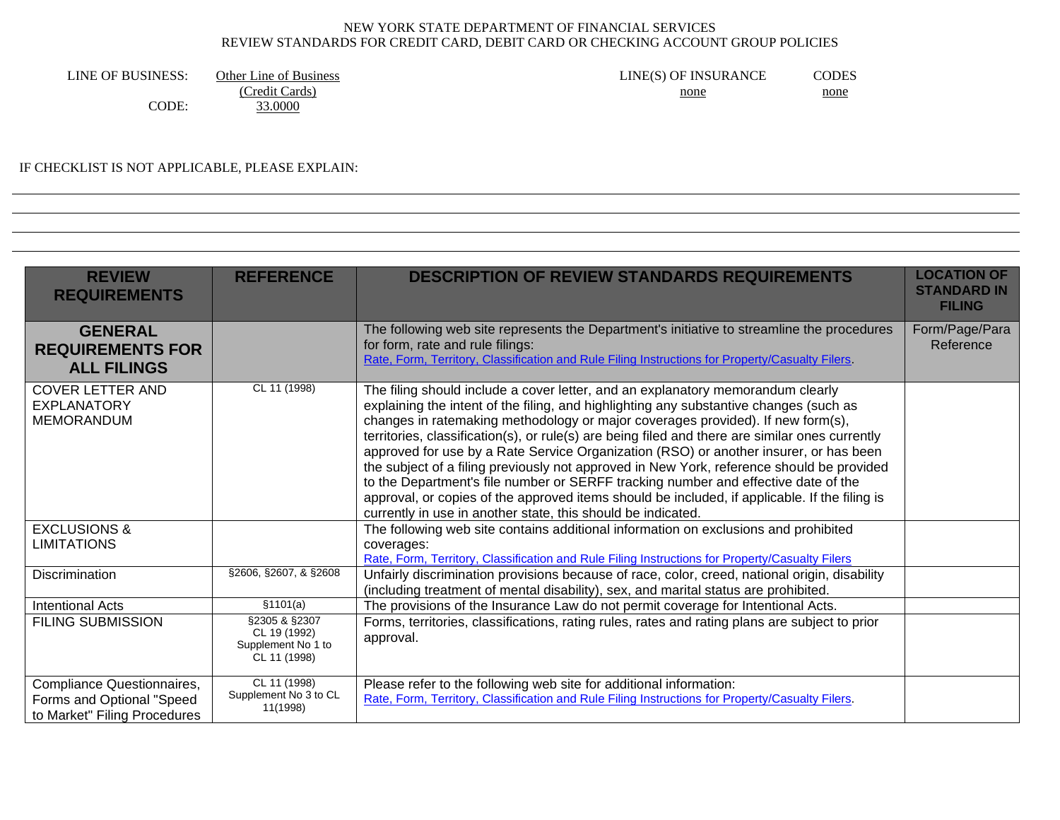NEW YORK STATE DEPARTMENT OF FINANCIAL SERVICES
REVIEW STANDARDS FOR CREDIT CARD, DEBIT CARD OR CHECKING ACCOUNT GROUP POLICIES

LINE OF BUSINESS: Other Line of Business (Credit Cards)
CODE: 33.0000

LINE(S) OF INSURANCE: none
CODES: none

IF CHECKLIST IS NOT APPLICABLE, PLEASE EXPLAIN:

| REVIEW REQUIREMENTS | REFERENCE | DESCRIPTION OF REVIEW STANDARDS REQUIREMENTS | LOCATION OF STANDARD IN FILING |
|---|---|---|---|
| **GENERAL REQUIREMENTS FOR ALL FILINGS** | | The following web site represents the Department's initiative to streamline the procedures for form, rate and rule filings: Rate, Form, Territory, Classification and Rule Filing Instructions for Property/Casualty Filers. | Form/Page/Para Reference |
| COVER LETTER AND EXPLANATORY MEMORANDUM | CL 11 (1998) | The filing should include a cover letter, and an explanatory memorandum clearly explaining the intent of the filing, and highlighting any substantive changes (such as changes in ratemaking methodology or major coverages provided). If new form(s), territories, classification(s), or rule(s) are being filed and there are similar ones currently approved for use by a Rate Service Organization (RSO) or another insurer, or has been the subject of a filing previously not approved in New York, reference should be provided to the Department's file number or SERFF tracking number and effective date of the approval, or copies of the approved items should be included, if applicable. If the filing is currently in use in another state, this should be indicated. | |
| EXCLUSIONS & LIMITATIONS | | The following web site contains additional information on exclusions and prohibited coverages: Rate, Form, Territory, Classification and Rule Filing Instructions for Property/Casualty Filers | |
| Discrimination | §2606, §2607, & §2608 | Unfairly discrimination provisions because of race, color, creed, national origin, disability (including treatment of mental disability), sex, and marital status are prohibited. | |
| Intentional Acts | §1101(a) | The provisions of the Insurance Law do not permit coverage for Intentional Acts. | |
| FILING SUBMISSION | §2305 & §2307 CL 19 (1992) Supplement No 1 to CL 11 (1998) | Forms, territories, classifications, rating rules, rates and rating plans are subject to prior approval. | |
| Compliance Questionnaires, Forms and Optional "Speed to Market" Filing Procedures | CL 11 (1998) Supplement No 3 to CL 11(1998) | Please refer to the following web site for additional information: Rate, Form, Territory, Classification and Rule Filing Instructions for Property/Casualty Filers. | |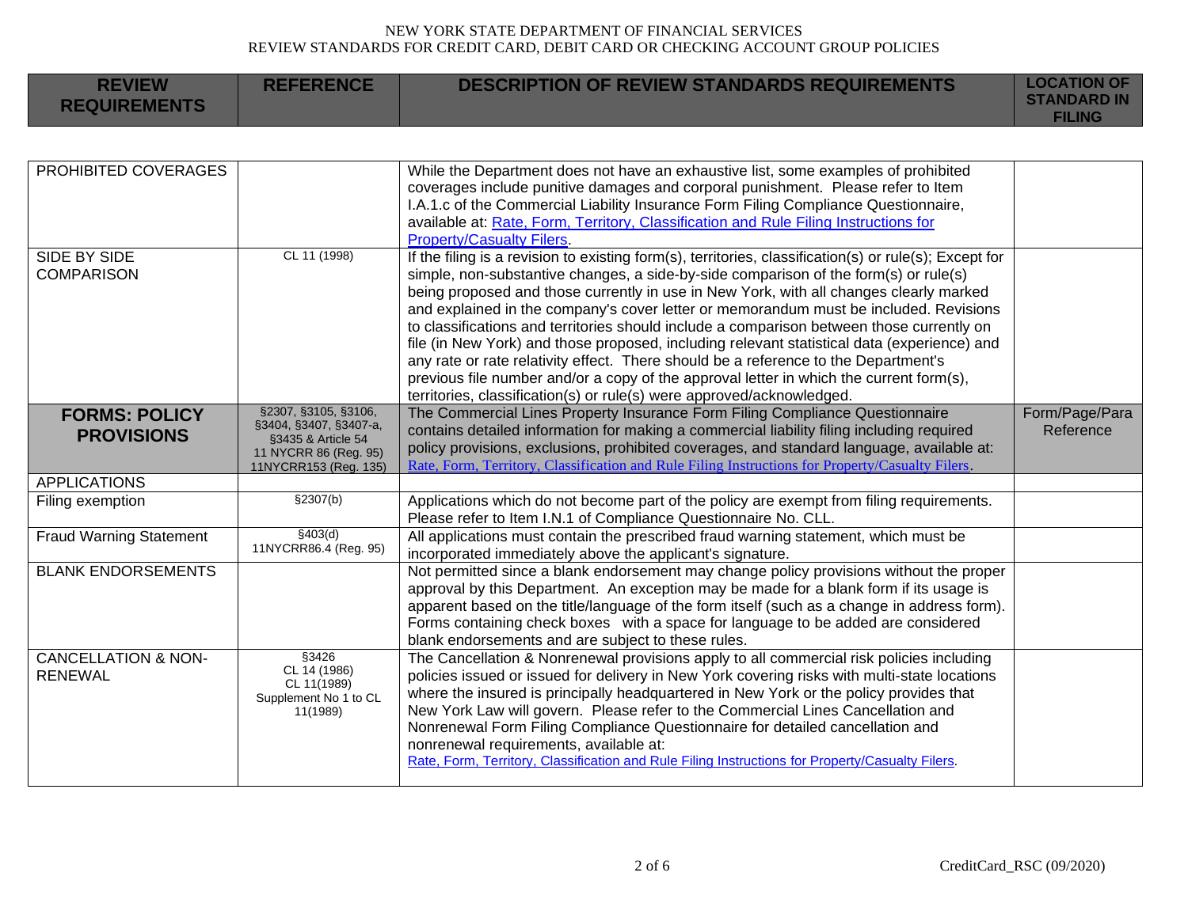| REVIEW REQUIREMENTS | REFERENCE | DESCRIPTION OF REVIEW STANDARDS REQUIREMENTS | LOCATION OF STANDARD IN FILING |
|---|---|---|---|
| PROHIBITED COVERAGES | | While the Department does not have an exhaustive list, some examples of prohibited coverages include punitive damages and corporal punishment. Please refer to Item I.A.1.c of the Commercial Liability Insurance Form Filing Compliance Questionnaire, available at: Rate, Form, Territory, Classification and Rule Filing Instructions for Property/Casualty Filers. | |
| SIDE BY SIDE COMPARISON | CL 11 (1998) | If the filing is a revision to existing form(s), territories, classification(s) or rule(s); Except for simple, non-substantive changes, a side-by-side comparison of the form(s) or rule(s) being proposed and those currently in use in New York, with all changes clearly marked and explained in the company's cover letter or memorandum must be included. Revisions to classifications and territories should include a comparison between those currently on file (in New York) and those proposed, including relevant statistical data (experience) and any rate or rate relativity effect. There should be a reference to the Department's previous file number and/or a copy of the approval letter in which the current form(s), territories, classification(s) or rule(s) were approved/acknowledged. | |
| **FORMS: POLICY PROVISIONS** | §2307, §3105, §3106, §3404, §3407, §3407-a, §3435 & Article 54 11 NYCRR 86 (Reg. 95) 11NYCRR153 (Reg. 135) | The Commercial Lines Property Insurance Form Filing Compliance Questionnaire contains detailed information for making a commercial liability filing including required policy provisions, exclusions, prohibited coverages, and standard language, available at: Rate, Form, Territory, Classification and Rule Filing Instructions for Property/Casualty Filers. | Form/Page/Para Reference |
| APPLICATIONS | | | |
| Filing exemption | §2307(b) | Applications which do not become part of the policy are exempt from filing requirements. Please refer to Item I.N.1 of Compliance Questionnaire No. CLL. | |
| Fraud Warning Statement | §403(d) 11NYCRR86.4 (Reg. 95) | All applications must contain the prescribed fraud warning statement, which must be incorporated immediately above the applicant's signature. | |
| BLANK ENDORSEMENTS | | Not permitted since a blank endorsement may change policy provisions without the proper approval by this Department. An exception may be made for a blank form if its usage is apparent based on the title/language of the form itself (such as a change in address form). Forms containing check boxes with a space for language to be added are considered blank endorsements and are subject to these rules. | |
| CANCELLATION & NON-RENEWAL | §3426 CL 14 (1986) CL 11(1989) Supplement No 1 to CL 11(1989) | The Cancellation & Nonrenewal provisions apply to all commercial risk policies including policies issued or issued for delivery in New York covering risks with multi-state locations where the insured is principally headquartered in New York or the policy provides that New York Law will govern. Please refer to the Commercial Lines Cancellation and Nonrenewal Form Filing Compliance Questionnaire for detailed cancellation and nonrenewal requirements, available at: Rate, Form, Territory, Classification and Rule Filing Instructions for Property/Casualty Filers. | |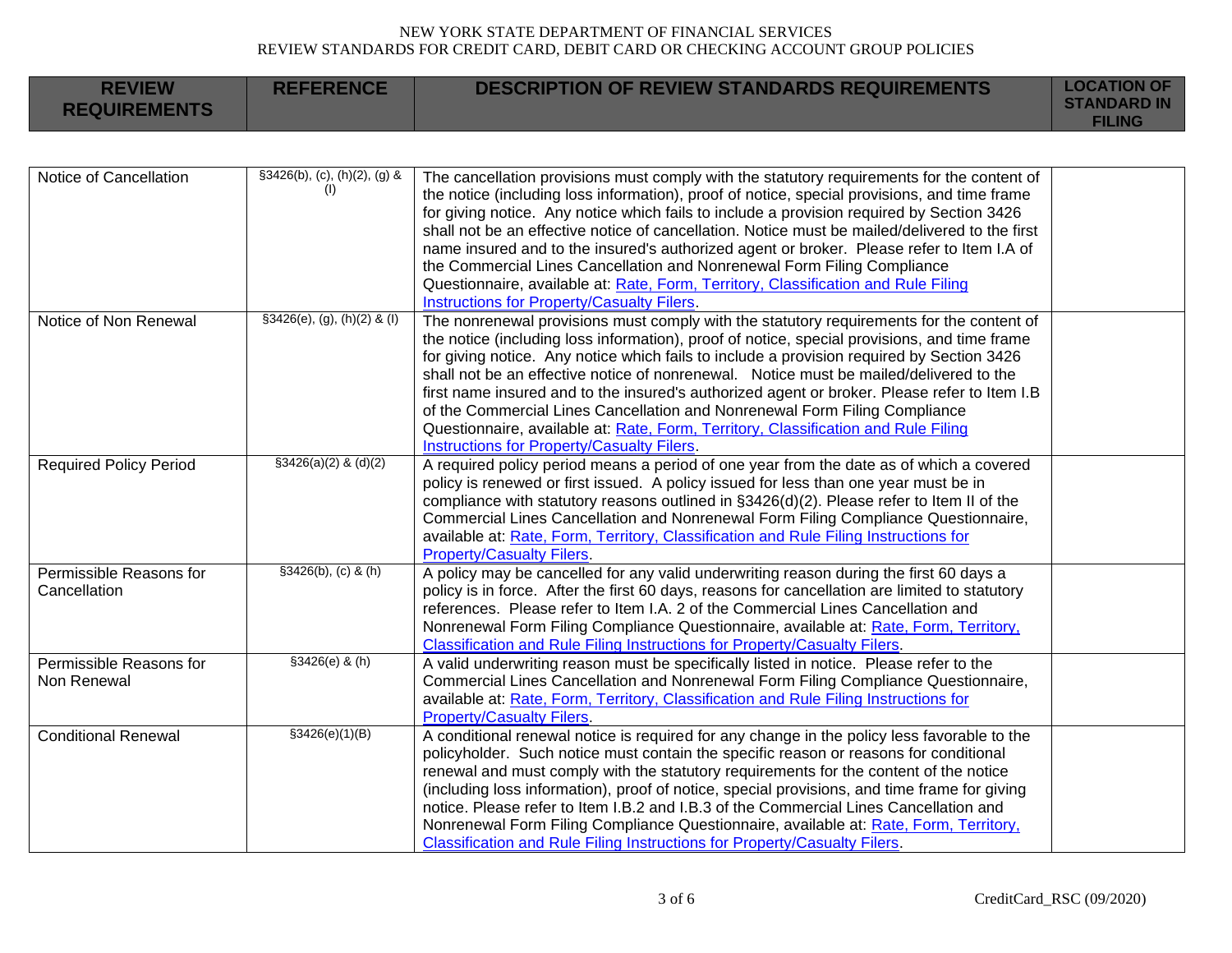| REVIEW REQUIREMENTS | REFERENCE | DESCRIPTION OF REVIEW STANDARDS REQUIREMENTS | LOCATION OF STANDARD IN FILING |
|---|---|---|---|
| Notice of Cancellation | §3426(b), (c), (h)(2), (g) & (l) | The cancellation provisions must comply with the statutory requirements for the content of the notice (including loss information), proof of notice, special provisions, and time frame for giving notice. Any notice which fails to include a provision required by Section 3426 shall not be an effective notice of cancellation. Notice must be mailed/delivered to the first name insured and to the insured's authorized agent or broker. Please refer to Item I.A of the Commercial Lines Cancellation and Nonrenewal Form Filing Compliance Questionnaire, available at: [Rate, Form, Territory, Classification and Rule Filing Instructions for Property/Casualty Filers]. | |
| Notice of Non Renewal | §3426(e), (g), (h)(2) & (l) | The nonrenewal provisions must comply with the statutory requirements for the content of the notice (including loss information), proof of notice, special provisions, and time frame for giving notice. Any notice which fails to include a provision required by Section 3426 shall not be an effective notice of nonrenewal. Notice must be mailed/delivered to the first name insured and to the insured's authorized agent or broker. Please refer to Item I.B of the Commercial Lines Cancellation and Nonrenewal Form Filing Compliance Questionnaire, available at: [Rate, Form, Territory, Classification and Rule Filing Instructions for Property/Casualty Filers]. | |
| Required Policy Period | §3426(a)(2) & (d)(2) | A required policy period means a period of one year from the date as of which a covered policy is renewed or first issued. A policy issued for less than one year must be in compliance with statutory reasons outlined in §3426(d)(2). Please refer to Item II of the Commercial Lines Cancellation and Nonrenewal Form Filing Compliance Questionnaire, available at: [Rate, Form, Territory, Classification and Rule Filing Instructions for Property/Casualty Filers]. | |
| Permissible Reasons for Cancellation | §3426(b), (c) & (h) | A policy may be cancelled for any valid underwriting reason during the first 60 days a policy is in force. After the first 60 days, reasons for cancellation are limited to statutory references. Please refer to Item I.A. 2 of the Commercial Lines Cancellation and Nonrenewal Form Filing Compliance Questionnaire, available at: [Rate, Form, Territory, Classification and Rule Filing Instructions for Property/Casualty Filers]. | |
| Permissible Reasons for Non Renewal | §3426(e) & (h) | A valid underwriting reason must be specifically listed in notice. Please refer to the Commercial Lines Cancellation and Nonrenewal Form Filing Compliance Questionnaire, available at: [Rate, Form, Territory, Classification and Rule Filing Instructions for Property/Casualty Filers]. | |
| Conditional Renewal | §3426(e)(1)(B) | A conditional renewal notice is required for any change in the policy less favorable to the policyholder. Such notice must contain the specific reason or reasons for conditional renewal and must comply with the statutory requirements for the content of the notice (including loss information), proof of notice, special provisions, and time frame for giving notice. Please refer to Item I.B.2 and I.B.3 of the Commercial Lines Cancellation and Nonrenewal Form Filing Compliance Questionnaire, available at: [Rate, Form, Territory, Classification and Rule Filing Instructions for Property/Casualty Filers]. | |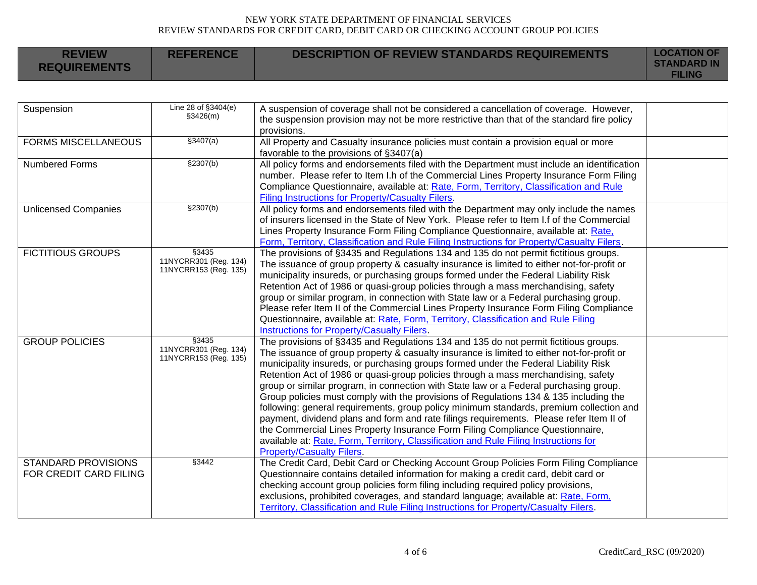NEW YORK STATE DEPARTMENT OF FINANCIAL SERVICES
REVIEW STANDARDS FOR CREDIT CARD, DEBIT CARD OR CHECKING ACCOUNT GROUP POLICIES

| REVIEW REQUIREMENTS | REFERENCE | DESCRIPTION OF REVIEW STANDARDS REQUIREMENTS | LOCATION OF STANDARD IN FILING |
|---|---|---|---|
| Suspension | Line 28 of §3404(e) §3426(m) | A suspension of coverage shall not be considered a cancellation of coverage. However, the suspension provision may not be more restrictive than that of the standard fire policy provisions. | |
| FORMS MISCELLANEOUS | §3407(a) | All Property and Casualty insurance policies must contain a provision equal or more favorable to the provisions of §3407(a) | |
| Numbered Forms | §2307(b) | All policy forms and endorsements filed with the Department must include an identification number. Please refer to Item I.h of the Commercial Lines Property Insurance Form Filing Compliance Questionnaire, available at: [Rate, Form, Territory, Classification and Rule Filing Instructions for Property/Casualty Filers](). | |
| Unlicensed Companies | §2307(b) | All policy forms and endorsements filed with the Department may only include the names of insurers licensed in the State of New York. Please refer to Item I.f of the Commercial Lines Property Insurance Form Filing Compliance Questionnaire, available at: [Rate, Form, Territory, Classification and Rule Filing Instructions for Property/Casualty Filers](). | |
| FICTITIOUS GROUPS | §3435 11NYCRR301 (Reg. 134) 11NYCRR153 (Reg. 135) | The provisions of §3435 and Regulations 134 and 135 do not permit fictitious groups. The issuance of group property & casualty insurance is limited to either not-for-profit or municipality insureds, or purchasing groups formed under the Federal Liability Risk Retention Act of 1986 or quasi-group policies through a mass merchandising, safety group or similar program, in connection with State law or a Federal purchasing group. Please refer Item II of the Commercial Lines Property Insurance Form Filing Compliance Questionnaire, available at: [Rate, Form, Territory, Classification and Rule Filing Instructions for Property/Casualty Filers](). | |
| GROUP POLICIES | §3435 11NYCRR301 (Reg. 134) 11NYCRR153 (Reg. 135) | The provisions of §3435 and Regulations 134 and 135 do not permit fictitious groups. The issuance of group property & casualty insurance is limited to either not-for-profit or municipality insureds, or purchasing groups formed under the Federal Liability Risk Retention Act of 1986 or quasi-group policies through a mass merchandising, safety group or similar program, in connection with State law or a Federal purchasing group. Group policies must comply with the provisions of Regulations 134 & 135 including the following: general requirements, group policy minimum standards, premium collection and payment, dividend plans and form and rate filings requirements. Please refer Item II of the Commercial Lines Property Insurance Form Filing Compliance Questionnaire, available at: [Rate, Form, Territory, Classification and Rule Filing Instructions for Property/Casualty Filers](). | |
| STANDARD PROVISIONS FOR CREDIT CARD FILING | §3442 | The Credit Card, Debit Card or Checking Account Group Policies Form Filing Compliance Questionnaire contains detailed information for making a credit card, debit card or checking account group policies form filing including required policy provisions, exclusions, prohibited coverages, and standard language; available at: [Rate, Form, Territory, Classification and Rule Filing Instructions for Property/Casualty Filers](). | |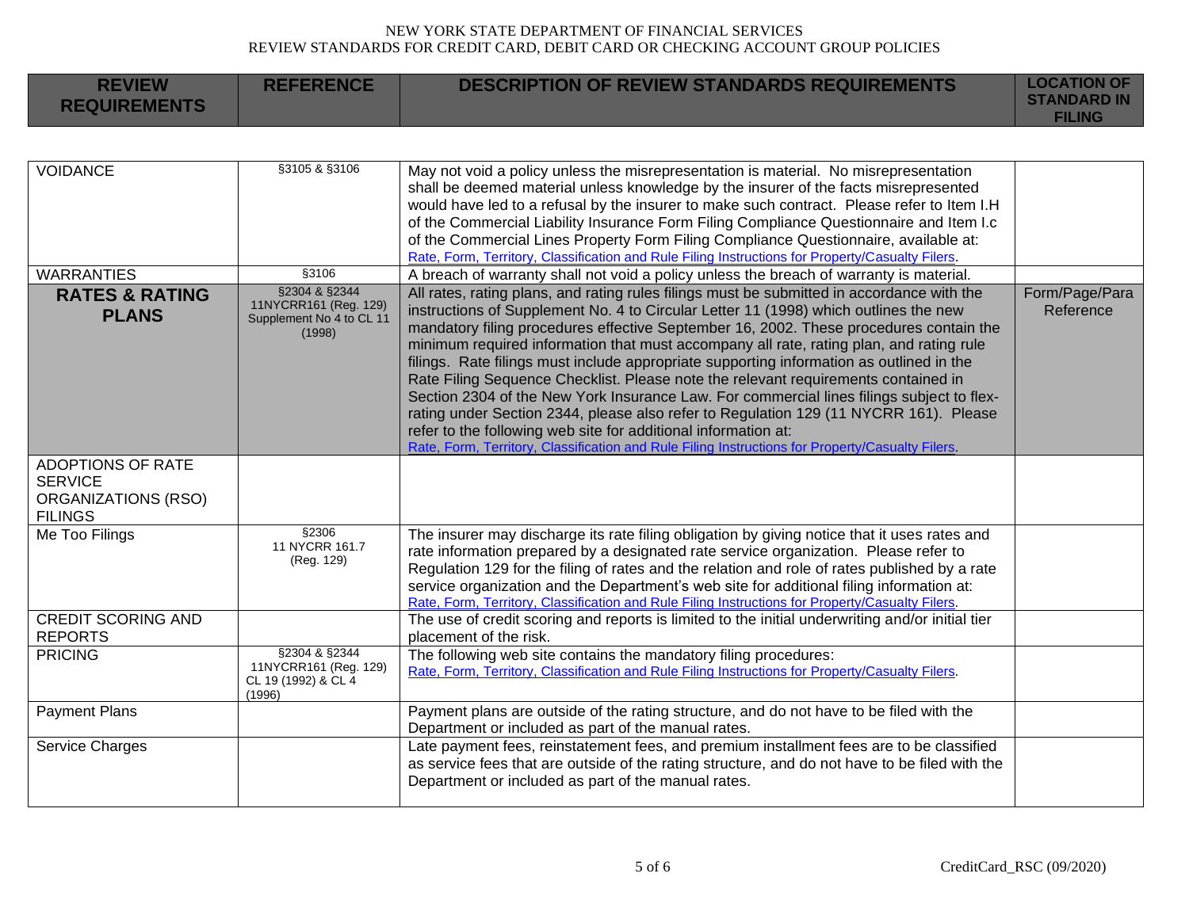NEW YORK STATE DEPARTMENT OF FINANCIAL SERVICES
REVIEW STANDARDS FOR CREDIT CARD, DEBIT CARD OR CHECKING ACCOUNT GROUP POLICIES

| REVIEW REQUIREMENTS | REFERENCE | DESCRIPTION OF REVIEW STANDARDS REQUIREMENTS | LOCATION OF STANDARD IN FILING |
|---|---|---|---|
| VOIDANCE | §3105 & §3106 | May not void a policy unless the misrepresentation is material. No misrepresentation shall be deemed material unless knowledge by the insurer of the facts misrepresented would have led to a refusal by the insurer to make such contract. Please refer to Item I.H of the Commercial Liability Insurance Form Filing Compliance Questionnaire and Item I.c of the Commercial Lines Property Form Filing Compliance Questionnaire, available at: Rate, Form, Territory, Classification and Rule Filing Instructions for Property/Casualty Filers. | |
| WARRANTIES | §3106 | A breach of warranty shall not void a policy unless the breach of warranty is material. | |
| **RATES & RATING PLANS** | §2304 & §2344 11NYCRR161 (Reg. 129) Supplement No 4 to CL 11 (1998) | All rates, rating plans, and rating rules filings must be submitted in accordance with the instructions of Supplement No. 4 to Circular Letter 11 (1998) which outlines the new mandatory filing procedures effective September 16, 2002. These procedures contain the minimum required information that must accompany all rate, rating plan, and rating rule filings. Rate filings must include appropriate supporting information as outlined in the Rate Filing Sequence Checklist. Please note the relevant requirements contained in Section 2304 of the New York Insurance Law. For commercial lines filings subject to flex-rating under Section 2344, please also refer to Regulation 129 (11 NYCRR 161). Please refer to the following web site for additional information at: Rate, Form, Territory, Classification and Rule Filing Instructions for Property/Casualty Filers. | Form/Page/Para Reference |
| ADOPTIONS OF RATE SERVICE ORGANIZATIONS (RSO) FILINGS | | | |
| Me Too Filings | §2306 11 NYCRR 161.7 (Reg. 129) | The insurer may discharge its rate filing obligation by giving notice that it uses rates and rate information prepared by a designated rate service organization. Please refer to Regulation 129 for the filing of rates and the relation and role of rates published by a rate service organization and the Department's web site for additional filing information at: Rate, Form, Territory, Classification and Rule Filing Instructions for Property/Casualty Filers. | |
| CREDIT SCORING AND REPORTS | | The use of credit scoring and reports is limited to the initial underwriting and/or initial tier placement of the risk. | |
| PRICING | §2304 & §2344 11NYCRR161 (Reg. 129) CL 19 (1992) & CL 4 (1996) | The following web site contains the mandatory filing procedures: Rate, Form, Territory, Classification and Rule Filing Instructions for Property/Casualty Filers. | |
| Payment Plans | | Payment plans are outside of the rating structure, and do not have to be filed with the Department or included as part of the manual rates. | |
| Service Charges | | Late payment fees, reinstatement fees, and premium installment fees are to be classified as service fees that are outside of the rating structure, and do not have to be filed with the Department or included as part of the manual rates. | |

CreditCard_RSC (09/2020)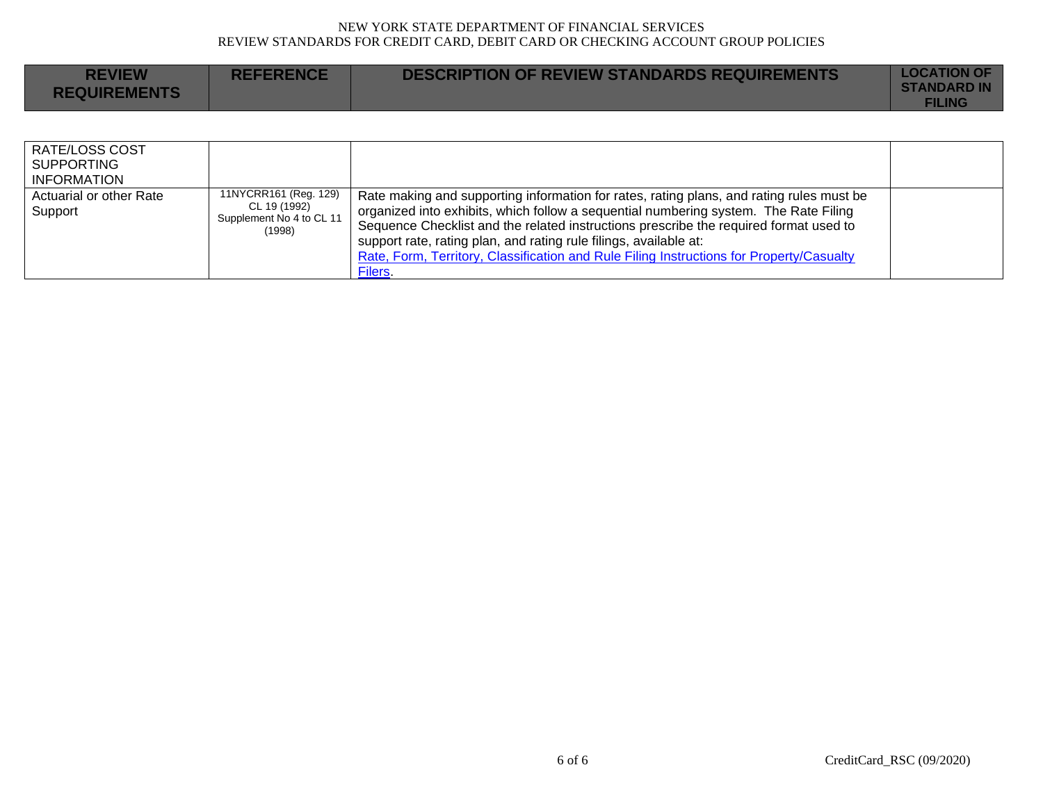| REVIEW REQUIREMENTS | REFERENCE | DESCRIPTION OF REVIEW STANDARDS REQUIREMENTS | LOCATION OF STANDARD IN FILING |
|---|---|---|---|
| RATE/LOSS COST SUPPORTING INFORMATION | | | |
| Actuarial or other Rate Support | 11NYCRR161 (Reg. 129) CL 19 (1992) Supplement No 4 to CL 11 (1998) | Rate making and supporting information for rates, rating plans, and rating rules must be organized into exhibits, which follow a sequential numbering system. The Rate Filing Sequence Checklist and the related instructions prescribe the required format used to support rate, rating plan, and rating rule filings, available at: Rate, Form, Territory, Classification and Rule Filing Instructions for Property/Casualty Filers. | |